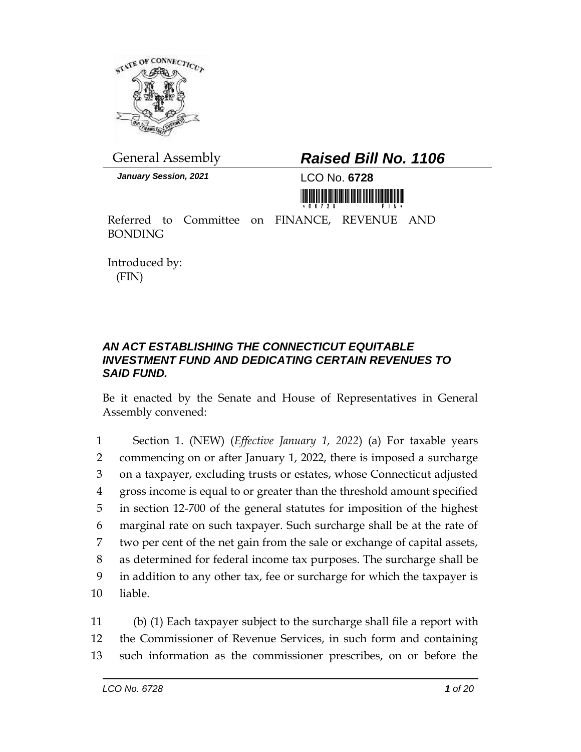General Assembly

## *Raised Bill No. 1106*

***January Session, 2021***

LCO No. **6728**

Referred to Committee on FINANCE, REVENUE AND BONDING

Introduced by:
(FIN)

### *AN ACT ESTABLISHING THE CONNECTICUT EQUITABLE INVESTMENT FUND AND DEDICATING CERTAIN REVENUES TO SAID FUND.*

Be it enacted by the Senate and House of Representatives in General Assembly convened:

1 Section 1. (NEW) (*Effective January 1, 2022*) (a) For taxable years
2 commencing on or after January 1, 2022, there is imposed a surcharge
3 on a taxpayer, excluding trusts or estates, whose Connecticut adjusted
4 gross income is equal to or greater than the threshold amount specified
5 in section 12-700 of the general statutes for imposition of the highest
6 marginal rate on such taxpayer. Such surcharge shall be at the rate of
7 two per cent of the net gain from the sale or exchange of capital assets,
8 as determined for federal income tax purposes. The surcharge shall be
9 in addition to any other tax, fee or surcharge for which the taxpayer is
10 liable.

11 (b) (1) Each taxpayer subject to the surcharge shall file a report with
12 the Commissioner of Revenue Services, in such form and containing
13 such information as the commissioner prescribes, on or before the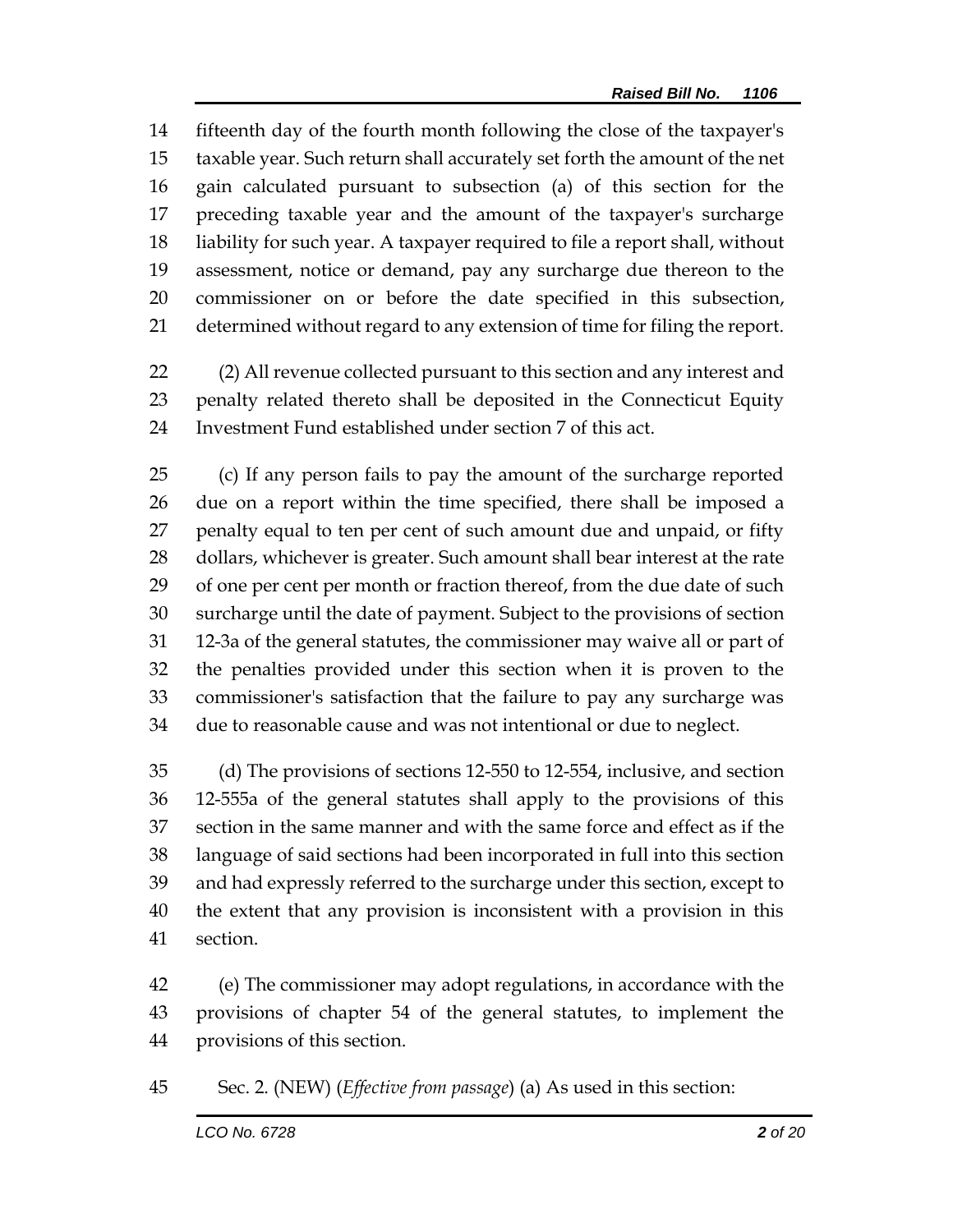fifteenth day of the fourth month following the close of the taxpayer's taxable year. Such return shall accurately set forth the amount of the net gain calculated pursuant to subsection (a) of this section for the preceding taxable year and the amount of the taxpayer's surcharge liability for such year. A taxpayer required to file a report shall, without assessment, notice or demand, pay any surcharge due thereon to the commissioner on or before the date specified in this subsection, determined without regard to any extension of time for filing the report.

(2) All revenue collected pursuant to this section and any interest and penalty related thereto shall be deposited in the Connecticut Equity Investment Fund established under section 7 of this act.

(c) If any person fails to pay the amount of the surcharge reported due on a report within the time specified, there shall be imposed a penalty equal to ten per cent of such amount due and unpaid, or fifty dollars, whichever is greater. Such amount shall bear interest at the rate of one per cent per month or fraction thereof, from the due date of such surcharge until the date of payment. Subject to the provisions of section 12-3a of the general statutes, the commissioner may waive all or part of the penalties provided under this section when it is proven to the commissioner's satisfaction that the failure to pay any surcharge was due to reasonable cause and was not intentional or due to neglect.

(d) The provisions of sections 12-550 to 12-554, inclusive, and section 12-555a of the general statutes shall apply to the provisions of this section in the same manner and with the same force and effect as if the language of said sections had been incorporated in full into this section and had expressly referred to the surcharge under this section, except to the extent that any provision is inconsistent with a provision in this section.

(e) The commissioner may adopt regulations, in accordance with the provisions of chapter 54 of the general statutes, to implement the provisions of this section.

Sec. 2. (NEW) (*Effective from passage*) (a) As used in this section: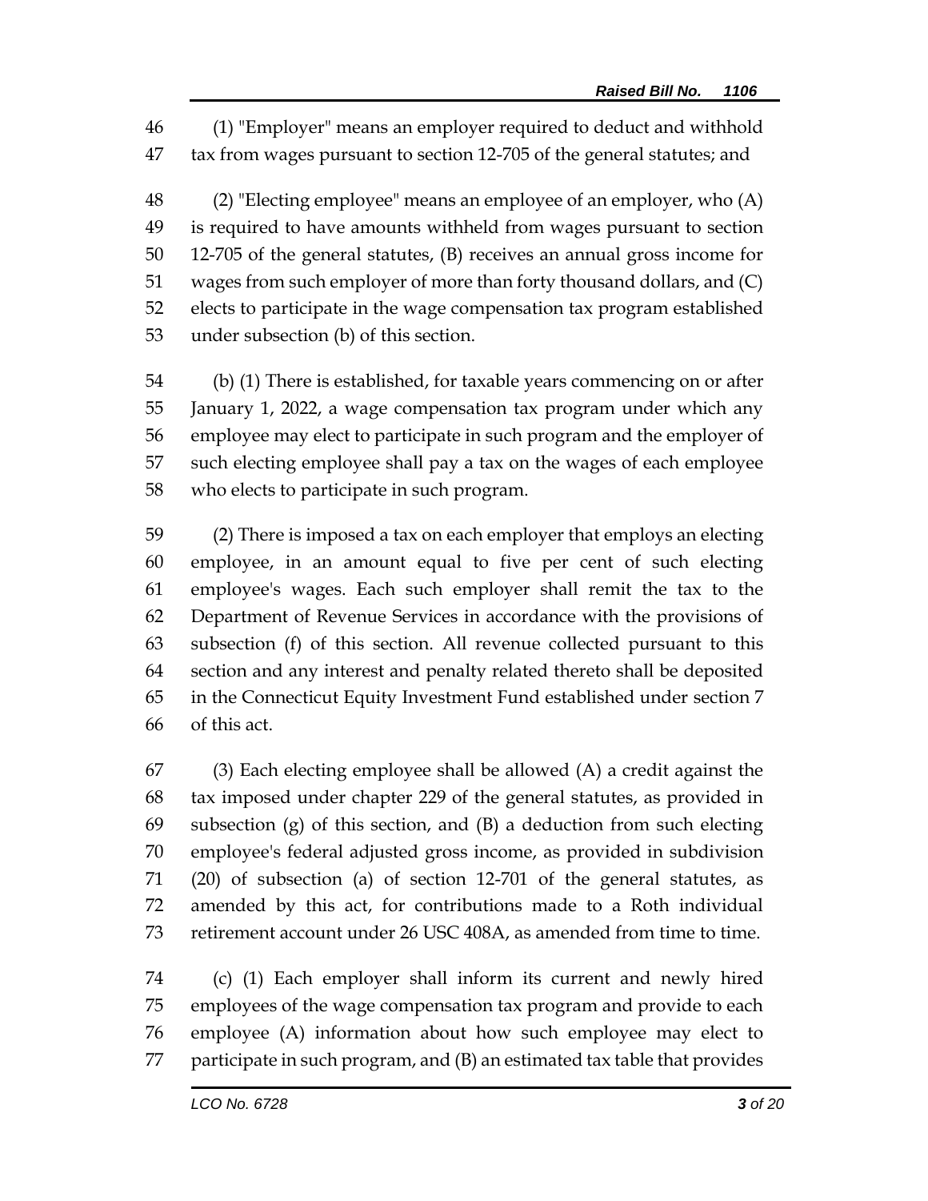(1) "Employer" means an employer required to deduct and withhold tax from wages pursuant to section 12-705 of the general statutes; and

(2) "Electing employee" means an employee of an employer, who (A) is required to have amounts withheld from wages pursuant to section 12-705 of the general statutes, (B) receives an annual gross income for wages from such employer of more than forty thousand dollars, and (C) elects to participate in the wage compensation tax program established under subsection (b) of this section.

(b) (1) There is established, for taxable years commencing on or after January 1, 2022, a wage compensation tax program under which any employee may elect to participate in such program and the employer of such electing employee shall pay a tax on the wages of each employee who elects to participate in such program.

(2) There is imposed a tax on each employer that employs an electing employee, in an amount equal to five per cent of such electing employee's wages. Each such employer shall remit the tax to the Department of Revenue Services in accordance with the provisions of subsection (f) of this section. All revenue collected pursuant to this section and any interest and penalty related thereto shall be deposited in the Connecticut Equity Investment Fund established under section 7 of this act.

(3) Each electing employee shall be allowed (A) a credit against the tax imposed under chapter 229 of the general statutes, as provided in subsection (g) of this section, and (B) a deduction from such electing employee's federal adjusted gross income, as provided in subdivision (20) of subsection (a) of section 12-701 of the general statutes, as amended by this act, for contributions made to a Roth individual retirement account under 26 USC 408A, as amended from time to time.

(c) (1) Each employer shall inform its current and newly hired employees of the wage compensation tax program and provide to each employee (A) information about how such employee may elect to participate in such program, and (B) an estimated tax table that provides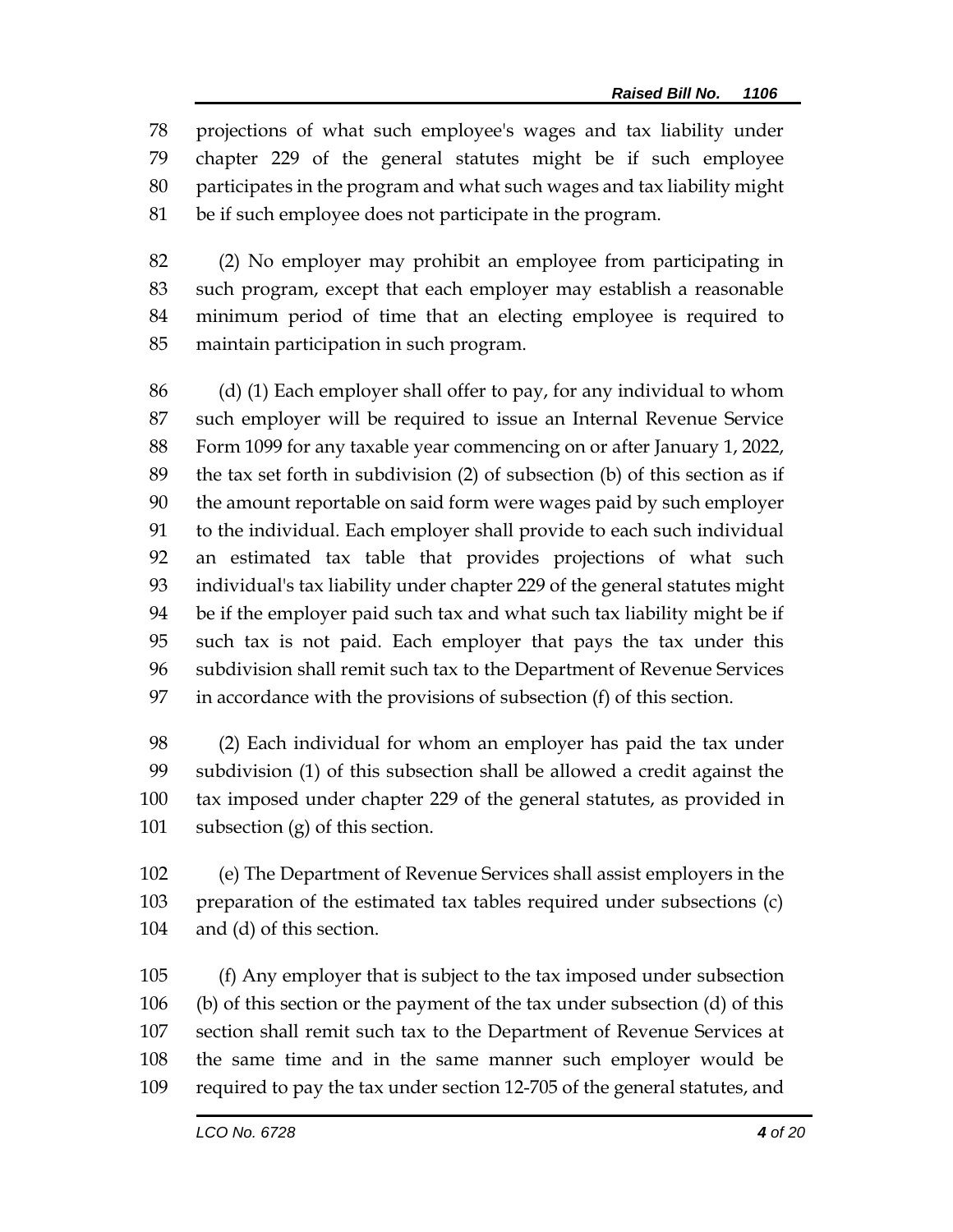projections of what such employee's wages and tax liability under chapter 229 of the general statutes might be if such employee participates in the program and what such wages and tax liability might be if such employee does not participate in the program.

(2) No employer may prohibit an employee from participating in such program, except that each employer may establish a reasonable minimum period of time that an electing employee is required to maintain participation in such program.

(d) (1) Each employer shall offer to pay, for any individual to whom such employer will be required to issue an Internal Revenue Service Form 1099 for any taxable year commencing on or after January 1, 2022, the tax set forth in subdivision (2) of subsection (b) of this section as if the amount reportable on said form were wages paid by such employer to the individual. Each employer shall provide to each such individual an estimated tax table that provides projections of what such individual's tax liability under chapter 229 of the general statutes might be if the employer paid such tax and what such tax liability might be if such tax is not paid. Each employer that pays the tax under this subdivision shall remit such tax to the Department of Revenue Services in accordance with the provisions of subsection (f) of this section.

(2) Each individual for whom an employer has paid the tax under subdivision (1) of this subsection shall be allowed a credit against the tax imposed under chapter 229 of the general statutes, as provided in subsection (g) of this section.

(e) The Department of Revenue Services shall assist employers in the preparation of the estimated tax tables required under subsections (c) and (d) of this section.

(f) Any employer that is subject to the tax imposed under subsection (b) of this section or the payment of the tax under subsection (d) of this section shall remit such tax to the Department of Revenue Services at the same time and in the same manner such employer would be required to pay the tax under section 12-705 of the general statutes, and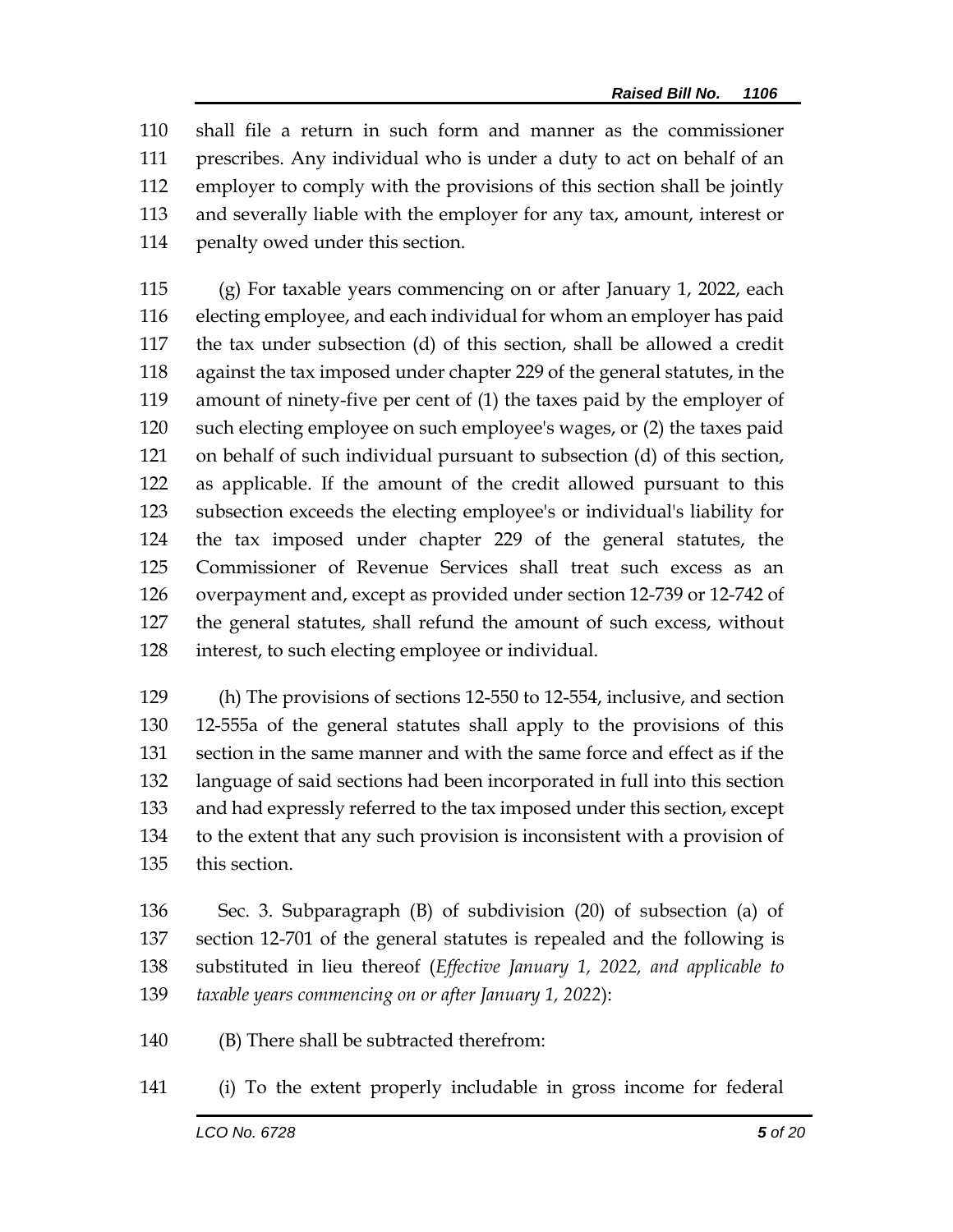shall file a return in such form and manner as the commissioner prescribes. Any individual who is under a duty to act on behalf of an employer to comply with the provisions of this section shall be jointly and severally liable with the employer for any tax, amount, interest or penalty owed under this section.

(g) For taxable years commencing on or after January 1, 2022, each electing employee, and each individual for whom an employer has paid the tax under subsection (d) of this section, shall be allowed a credit against the tax imposed under chapter 229 of the general statutes, in the amount of ninety-five per cent of (1) the taxes paid by the employer of such electing employee on such employee's wages, or (2) the taxes paid on behalf of such individual pursuant to subsection (d) of this section, as applicable. If the amount of the credit allowed pursuant to this subsection exceeds the electing employee's or individual's liability for the tax imposed under chapter 229 of the general statutes, the Commissioner of Revenue Services shall treat such excess as an overpayment and, except as provided under section 12-739 or 12-742 of the general statutes, shall refund the amount of such excess, without interest, to such electing employee or individual.

(h) The provisions of sections 12-550 to 12-554, inclusive, and section 12-555a of the general statutes shall apply to the provisions of this section in the same manner and with the same force and effect as if the language of said sections had been incorporated in full into this section and had expressly referred to the tax imposed under this section, except to the extent that any such provision is inconsistent with a provision of this section.

Sec. 3. Subparagraph (B) of subdivision (20) of subsection (a) of section 12-701 of the general statutes is repealed and the following is substituted in lieu thereof (*Effective January 1, 2022, and applicable to taxable years commencing on or after January 1, 2022*):

(B) There shall be subtracted therefrom:

(i) To the extent properly includable in gross income for federal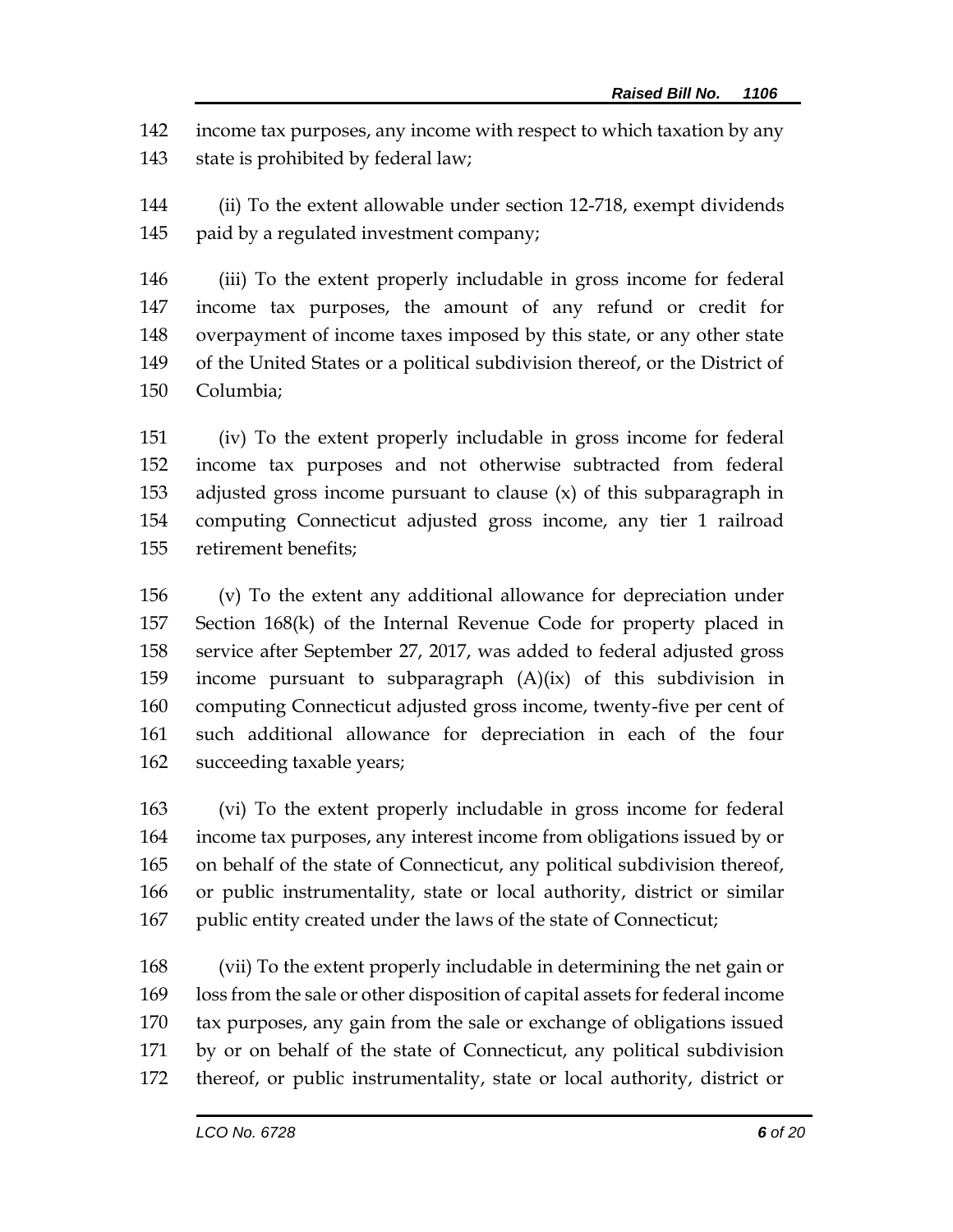income tax purposes, any income with respect to which taxation by any state is prohibited by federal law;

(ii) To the extent allowable under section 12-718, exempt dividends paid by a regulated investment company;

(iii) To the extent properly includable in gross income for federal income tax purposes, the amount of any refund or credit for overpayment of income taxes imposed by this state, or any other state of the United States or a political subdivision thereof, or the District of Columbia;

(iv) To the extent properly includable in gross income for federal income tax purposes and not otherwise subtracted from federal adjusted gross income pursuant to clause (x) of this subparagraph in computing Connecticut adjusted gross income, any tier 1 railroad retirement benefits;

(v) To the extent any additional allowance for depreciation under Section 168(k) of the Internal Revenue Code for property placed in service after September 27, 2017, was added to federal adjusted gross income pursuant to subparagraph (A)(ix) of this subdivision in computing Connecticut adjusted gross income, twenty-five per cent of such additional allowance for depreciation in each of the four succeeding taxable years;

(vi) To the extent properly includable in gross income for federal income tax purposes, any interest income from obligations issued by or on behalf of the state of Connecticut, any political subdivision thereof, or public instrumentality, state or local authority, district or similar public entity created under the laws of the state of Connecticut;

(vii) To the extent properly includable in determining the net gain or loss from the sale or other disposition of capital assets for federal income tax purposes, any gain from the sale or exchange of obligations issued by or on behalf of the state of Connecticut, any political subdivision thereof, or public instrumentality, state or local authority, district or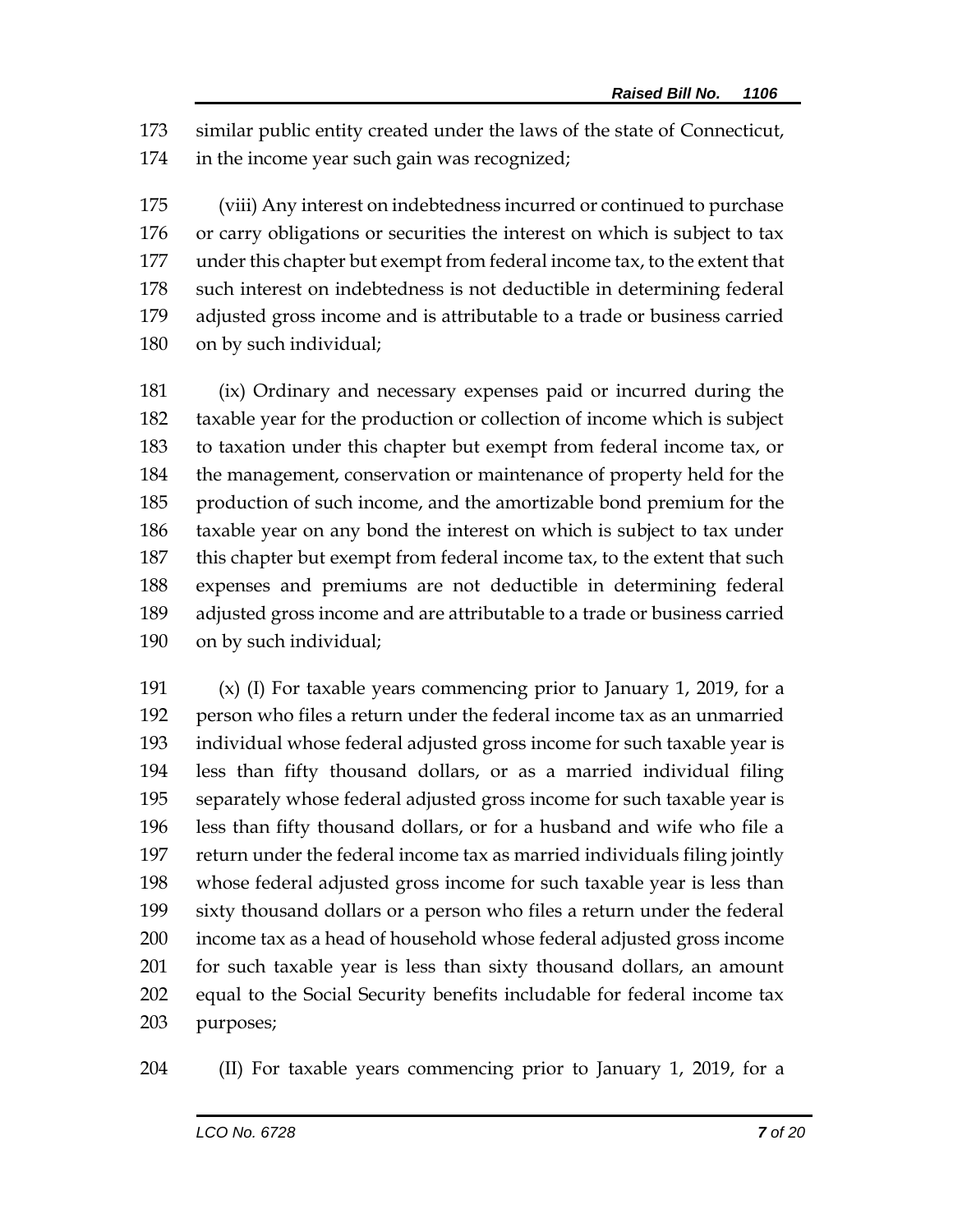similar public entity created under the laws of the state of Connecticut, in the income year such gain was recognized;

(viii) Any interest on indebtedness incurred or continued to purchase or carry obligations or securities the interest on which is subject to tax under this chapter but exempt from federal income tax, to the extent that such interest on indebtedness is not deductible in determining federal adjusted gross income and is attributable to a trade or business carried on by such individual;

(ix) Ordinary and necessary expenses paid or incurred during the taxable year for the production or collection of income which is subject to taxation under this chapter but exempt from federal income tax, or the management, conservation or maintenance of property held for the production of such income, and the amortizable bond premium for the taxable year on any bond the interest on which is subject to tax under this chapter but exempt from federal income tax, to the extent that such expenses and premiums are not deductible in determining federal adjusted gross income and are attributable to a trade or business carried on by such individual;

(x) (I) For taxable years commencing prior to January 1, 2019, for a person who files a return under the federal income tax as an unmarried individual whose federal adjusted gross income for such taxable year is less than fifty thousand dollars, or as a married individual filing separately whose federal adjusted gross income for such taxable year is less than fifty thousand dollars, or for a husband and wife who file a return under the federal income tax as married individuals filing jointly whose federal adjusted gross income for such taxable year is less than sixty thousand dollars or a person who files a return under the federal income tax as a head of household whose federal adjusted gross income for such taxable year is less than sixty thousand dollars, an amount equal to the Social Security benefits includable for federal income tax purposes;

(II) For taxable years commencing prior to January 1, 2019, for a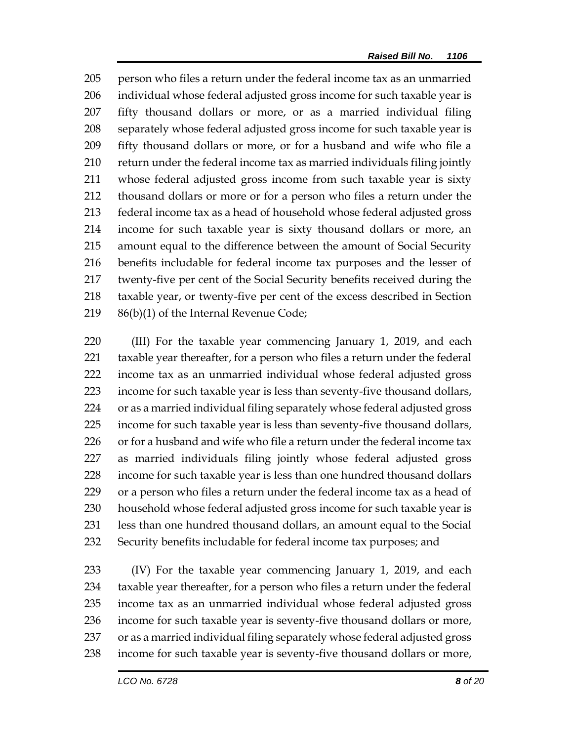person who files a return under the federal income tax as an unmarried individual whose federal adjusted gross income for such taxable year is fifty thousand dollars or more, or as a married individual filing separately whose federal adjusted gross income for such taxable year is fifty thousand dollars or more, or for a husband and wife who file a return under the federal income tax as married individuals filing jointly whose federal adjusted gross income from such taxable year is sixty thousand dollars or more or for a person who files a return under the federal income tax as a head of household whose federal adjusted gross income for such taxable year is sixty thousand dollars or more, an amount equal to the difference between the amount of Social Security benefits includable for federal income tax purposes and the lesser of twenty-five per cent of the Social Security benefits received during the taxable year, or twenty-five per cent of the excess described in Section 86(b)(1) of the Internal Revenue Code;

(III) For the taxable year commencing January 1, 2019, and each taxable year thereafter, for a person who files a return under the federal income tax as an unmarried individual whose federal adjusted gross income for such taxable year is less than seventy-five thousand dollars, or as a married individual filing separately whose federal adjusted gross income for such taxable year is less than seventy-five thousand dollars, or for a husband and wife who file a return under the federal income tax as married individuals filing jointly whose federal adjusted gross income for such taxable year is less than one hundred thousand dollars or a person who files a return under the federal income tax as a head of household whose federal adjusted gross income for such taxable year is less than one hundred thousand dollars, an amount equal to the Social Security benefits includable for federal income tax purposes; and

(IV) For the taxable year commencing January 1, 2019, and each taxable year thereafter, for a person who files a return under the federal income tax as an unmarried individual whose federal adjusted gross income for such taxable year is seventy-five thousand dollars or more, or as a married individual filing separately whose federal adjusted gross income for such taxable year is seventy-five thousand dollars or more,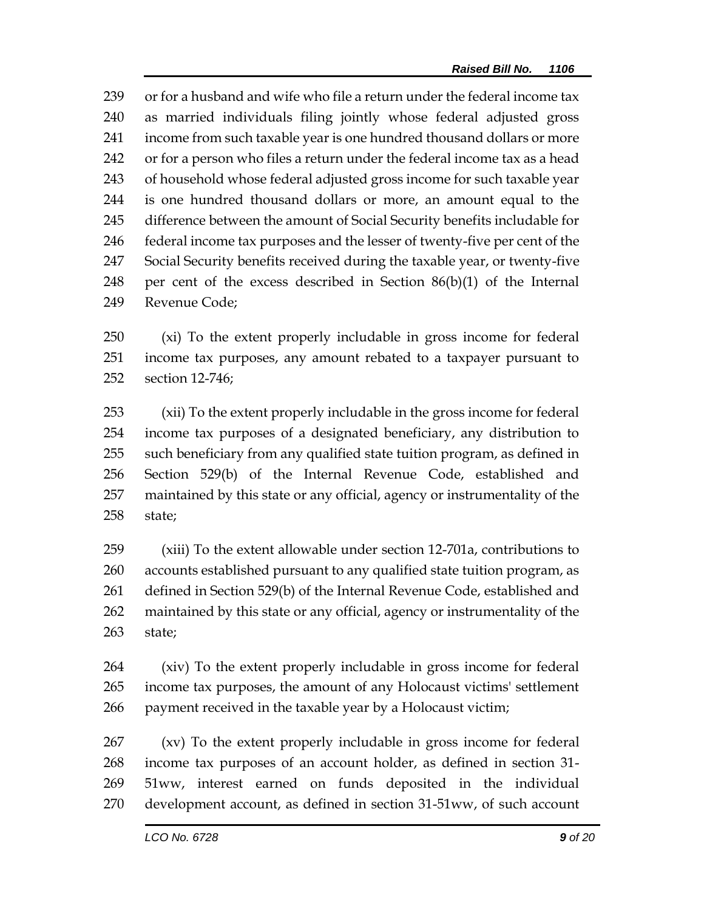239 or for a husband and wife who file a return under the federal income tax
240 as married individuals filing jointly whose federal adjusted gross
241 income from such taxable year is one hundred thousand dollars or more
242 or for a person who files a return under the federal income tax as a head
243 of household whose federal adjusted gross income for such taxable year
244 is one hundred thousand dollars or more, an amount equal to the
245 difference between the amount of Social Security benefits includable for
246 federal income tax purposes and the lesser of twenty-five per cent of the
247 Social Security benefits received during the taxable year, or twenty-five
248 per cent of the excess described in Section 86(b)(1) of the Internal
249 Revenue Code;

250 (xi) To the extent properly includable in gross income for federal
251 income tax purposes, any amount rebated to a taxpayer pursuant to
252 section 12-746;

253 (xii) To the extent properly includable in the gross income for federal
254 income tax purposes of a designated beneficiary, any distribution to
255 such beneficiary from any qualified state tuition program, as defined in
256 Section 529(b) of the Internal Revenue Code, established and
257 maintained by this state or any official, agency or instrumentality of the
258 state;

259 (xiii) To the extent allowable under section 12-701a, contributions to
260 accounts established pursuant to any qualified state tuition program, as
261 defined in Section 529(b) of the Internal Revenue Code, established and
262 maintained by this state or any official, agency or instrumentality of the
263 state;

264 (xiv) To the extent properly includable in gross income for federal
265 income tax purposes, the amount of any Holocaust victims' settlement
266 payment received in the taxable year by a Holocaust victim;

267 (xv) To the extent properly includable in gross income for federal
268 income tax purposes of an account holder, as defined in section 31-
269 51ww, interest earned on funds deposited in the individual
270 development account, as defined in section 31-51ww, of such account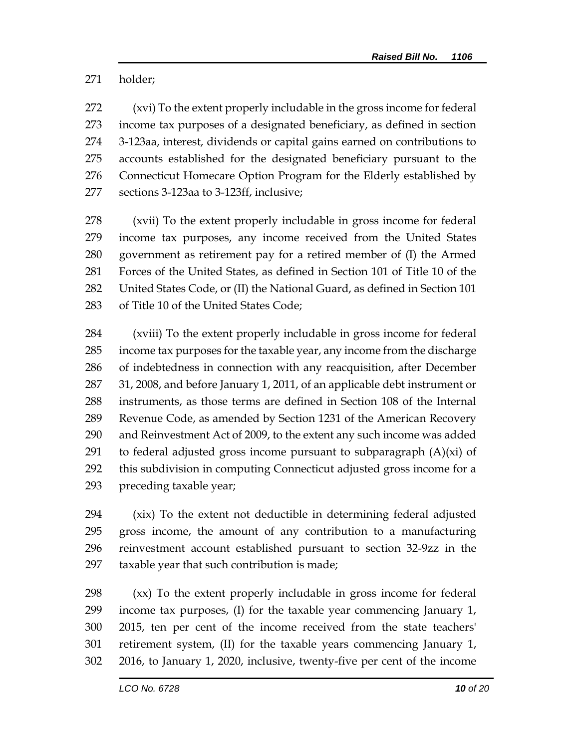holder;

(xvi) To the extent properly includable in the gross income for federal income tax purposes of a designated beneficiary, as defined in section 3-123aa, interest, dividends or capital gains earned on contributions to accounts established for the designated beneficiary pursuant to the Connecticut Homecare Option Program for the Elderly established by sections 3-123aa to 3-123ff, inclusive;

(xvii) To the extent properly includable in gross income for federal income tax purposes, any income received from the United States government as retirement pay for a retired member of (I) the Armed Forces of the United States, as defined in Section 101 of Title 10 of the United States Code, or (II) the National Guard, as defined in Section 101 of Title 10 of the United States Code;

(xviii) To the extent properly includable in gross income for federal income tax purposes for the taxable year, any income from the discharge of indebtedness in connection with any reacquisition, after December 31, 2008, and before January 1, 2011, of an applicable debt instrument or instruments, as those terms are defined in Section 108 of the Internal Revenue Code, as amended by Section 1231 of the American Recovery and Reinvestment Act of 2009, to the extent any such income was added to federal adjusted gross income pursuant to subparagraph (A)(xi) of this subdivision in computing Connecticut adjusted gross income for a preceding taxable year;

(xix) To the extent not deductible in determining federal adjusted gross income, the amount of any contribution to a manufacturing reinvestment account established pursuant to section 32-9zz in the taxable year that such contribution is made;

(xx) To the extent properly includable in gross income for federal income tax purposes, (I) for the taxable year commencing January 1, 2015, ten per cent of the income received from the state teachers' retirement system, (II) for the taxable years commencing January 1, 2016, to January 1, 2020, inclusive, twenty-five per cent of the income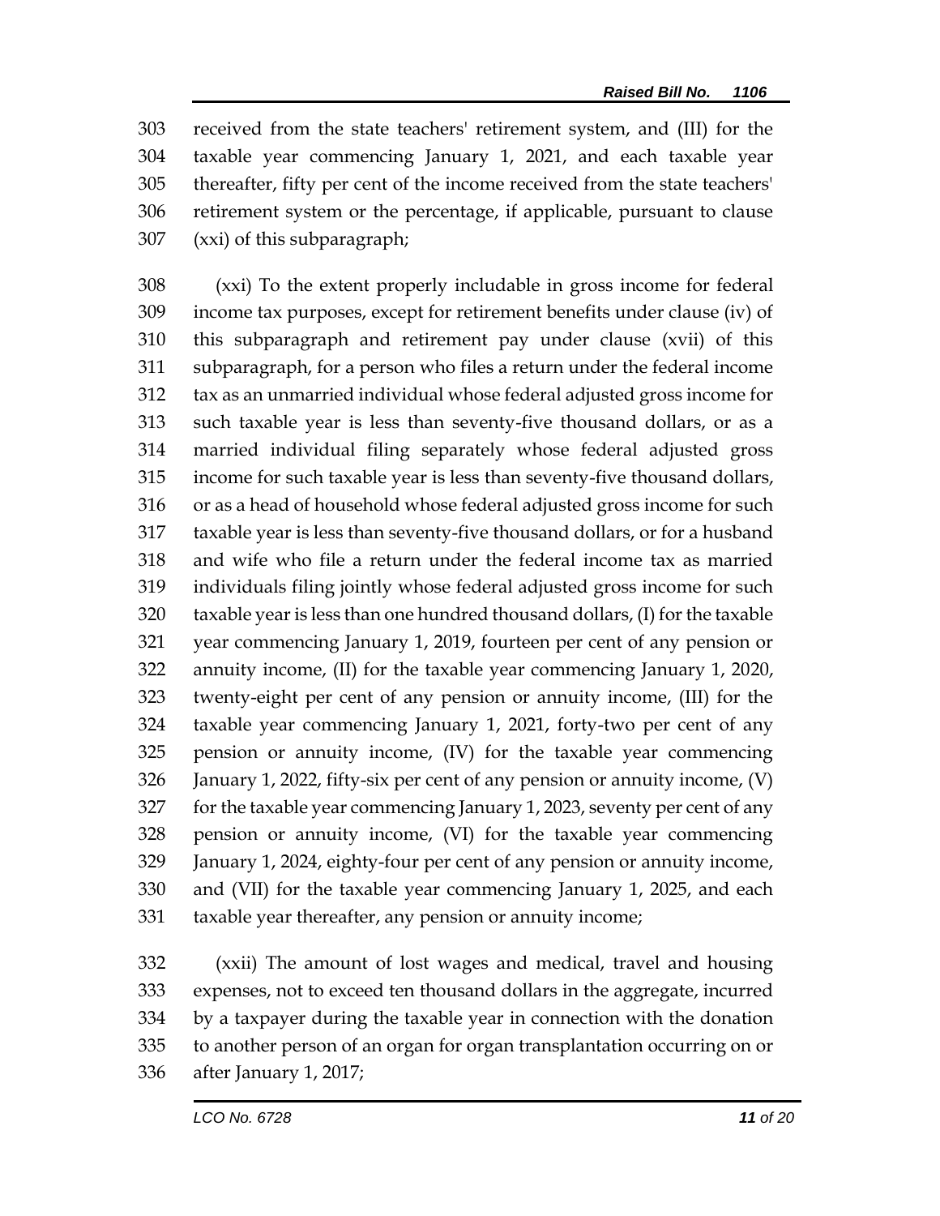received from the state teachers' retirement system, and (III) for the taxable year commencing January 1, 2021, and each taxable year thereafter, fifty per cent of the income received from the state teachers' retirement system or the percentage, if applicable, pursuant to clause (xxi) of this subparagraph;

(xxi) To the extent properly includable in gross income for federal income tax purposes, except for retirement benefits under clause (iv) of this subparagraph and retirement pay under clause (xvii) of this subparagraph, for a person who files a return under the federal income tax as an unmarried individual whose federal adjusted gross income for such taxable year is less than seventy-five thousand dollars, or as a married individual filing separately whose federal adjusted gross income for such taxable year is less than seventy-five thousand dollars, or as a head of household whose federal adjusted gross income for such taxable year is less than seventy-five thousand dollars, or for a husband and wife who file a return under the federal income tax as married individuals filing jointly whose federal adjusted gross income for such taxable year is less than one hundred thousand dollars, (I) for the taxable year commencing January 1, 2019, fourteen per cent of any pension or annuity income, (II) for the taxable year commencing January 1, 2020, twenty-eight per cent of any pension or annuity income, (III) for the taxable year commencing January 1, 2021, forty-two per cent of any pension or annuity income, (IV) for the taxable year commencing January 1, 2022, fifty-six per cent of any pension or annuity income, (V) for the taxable year commencing January 1, 2023, seventy per cent of any pension or annuity income, (VI) for the taxable year commencing January 1, 2024, eighty-four per cent of any pension or annuity income, and (VII) for the taxable year commencing January 1, 2025, and each taxable year thereafter, any pension or annuity income;

(xxii) The amount of lost wages and medical, travel and housing expenses, not to exceed ten thousand dollars in the aggregate, incurred by a taxpayer during the taxable year in connection with the donation to another person of an organ for organ transplantation occurring on or after January 1, 2017;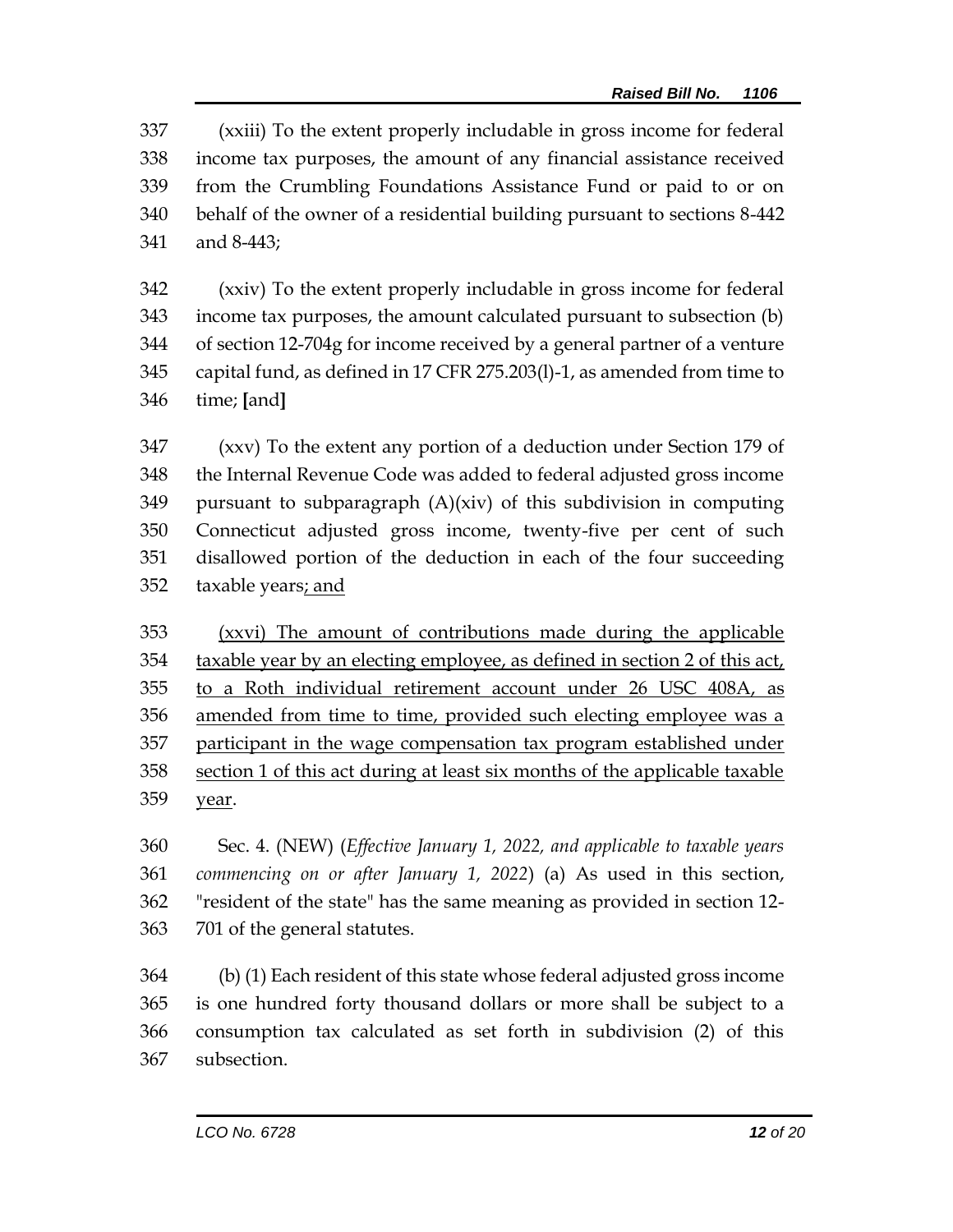337 (xxiii) To the extent properly includable in gross income for federal
338 income tax purposes, the amount of any financial assistance received
339 from the Crumbling Foundations Assistance Fund or paid to or on
340 behalf of the owner of a residential building pursuant to sections 8-442
341 and 8-443;

342 (xxiv) To the extent properly includable in gross income for federal
343 income tax purposes, the amount calculated pursuant to subsection (b)
344 of section 12-704g for income received by a general partner of a venture
345 capital fund, as defined in 17 CFR 275.203(l)-1, as amended from time to
346 time; **[**and**]**

347 (xxv) To the extent any portion of a deduction under Section 179 of
348 the Internal Revenue Code was added to federal adjusted gross income
349 pursuant to subparagraph (A)(xiv) of this subdivision in computing
350 Connecticut adjusted gross income, twenty-five per cent of such
351 disallowed portion of the deduction in each of the four succeeding
352 taxable years<u>; and</u>

353 <u>(xxvi) The amount of contributions made during the applicable</u>
354 <u>taxable year by an electing employee, as defined in section 2 of this act,</u>
355 <u>to a Roth individual retirement account under 26 USC 408A, as</u>
356 <u>amended from time to time, provided such electing employee was a</u>
357 <u>participant in the wage compensation tax program established under</u>
358 <u>section 1 of this act during at least six months of the applicable taxable</u>
359 <u>year</u>.

360 Sec. 4. (NEW) (*Effective January 1, 2022, and applicable to taxable years*
361 *commencing on or after January 1, 2022*) (a) As used in this section,
362 "resident of the state" has the same meaning as provided in section 12-
363 701 of the general statutes.

364 (b) (1) Each resident of this state whose federal adjusted gross income
365 is one hundred forty thousand dollars or more shall be subject to a
366 consumption tax calculated as set forth in subdivision (2) of this
367 subsection.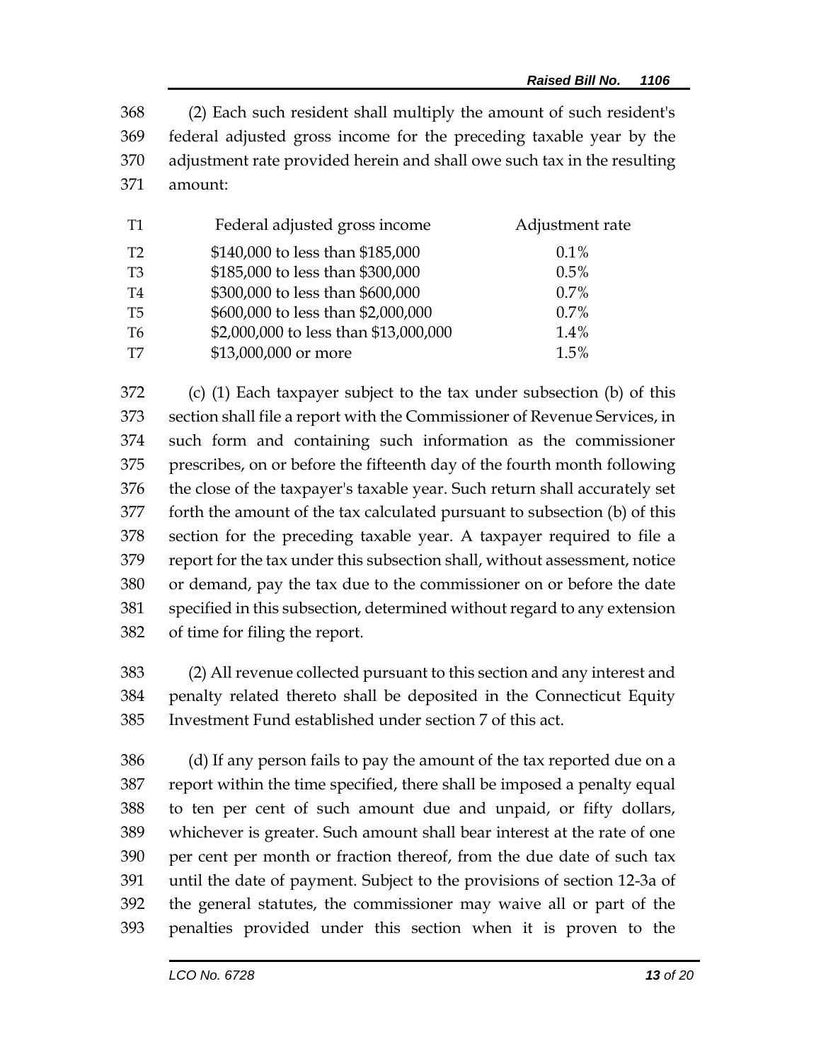368 (2) Each such resident shall multiply the amount of such resident's
369 federal adjusted gross income for the preceding taxable year by the
370 adjustment rate provided herein and shall owe such tax in the resulting
371 amount:

| T1 | Federal adjusted gross income | Adjustment rate |
|---|---|---|
| T2 | $140,000 to less than $185,000 | 0.1% |
| T3 | $185,000 to less than $300,000 | 0.5% |
| T4 | $300,000 to less than $600,000 | 0.7% |
| T5 | $600,000 to less than $2,000,000 | 0.7% |
| T6 | $2,000,000 to less than $13,000,000 | 1.4% |
| T7 | $13,000,000 or more | 1.5% |

372 (c) (1) Each taxpayer subject to the tax under subsection (b) of this
373 section shall file a report with the Commissioner of Revenue Services, in
374 such form and containing such information as the commissioner
375 prescribes, on or before the fifteenth day of the fourth month following
376 the close of the taxpayer's taxable year. Such return shall accurately set
377 forth the amount of the tax calculated pursuant to subsection (b) of this
378 section for the preceding taxable year. A taxpayer required to file a
379 report for the tax under this subsection shall, without assessment, notice
380 or demand, pay the tax due to the commissioner on or before the date
381 specified in this subsection, determined without regard to any extension
382 of time for filing the report.

383 (2) All revenue collected pursuant to this section and any interest and
384 penalty related thereto shall be deposited in the Connecticut Equity
385 Investment Fund established under section 7 of this act.

386 (d) If any person fails to pay the amount of the tax reported due on a
387 report within the time specified, there shall be imposed a penalty equal
388 to ten per cent of such amount due and unpaid, or fifty dollars,
389 whichever is greater. Such amount shall bear interest at the rate of one
390 per cent per month or fraction thereof, from the due date of such tax
391 until the date of payment. Subject to the provisions of section 12-3a of
392 the general statutes, the commissioner may waive all or part of the
393 penalties provided under this section when it is proven to the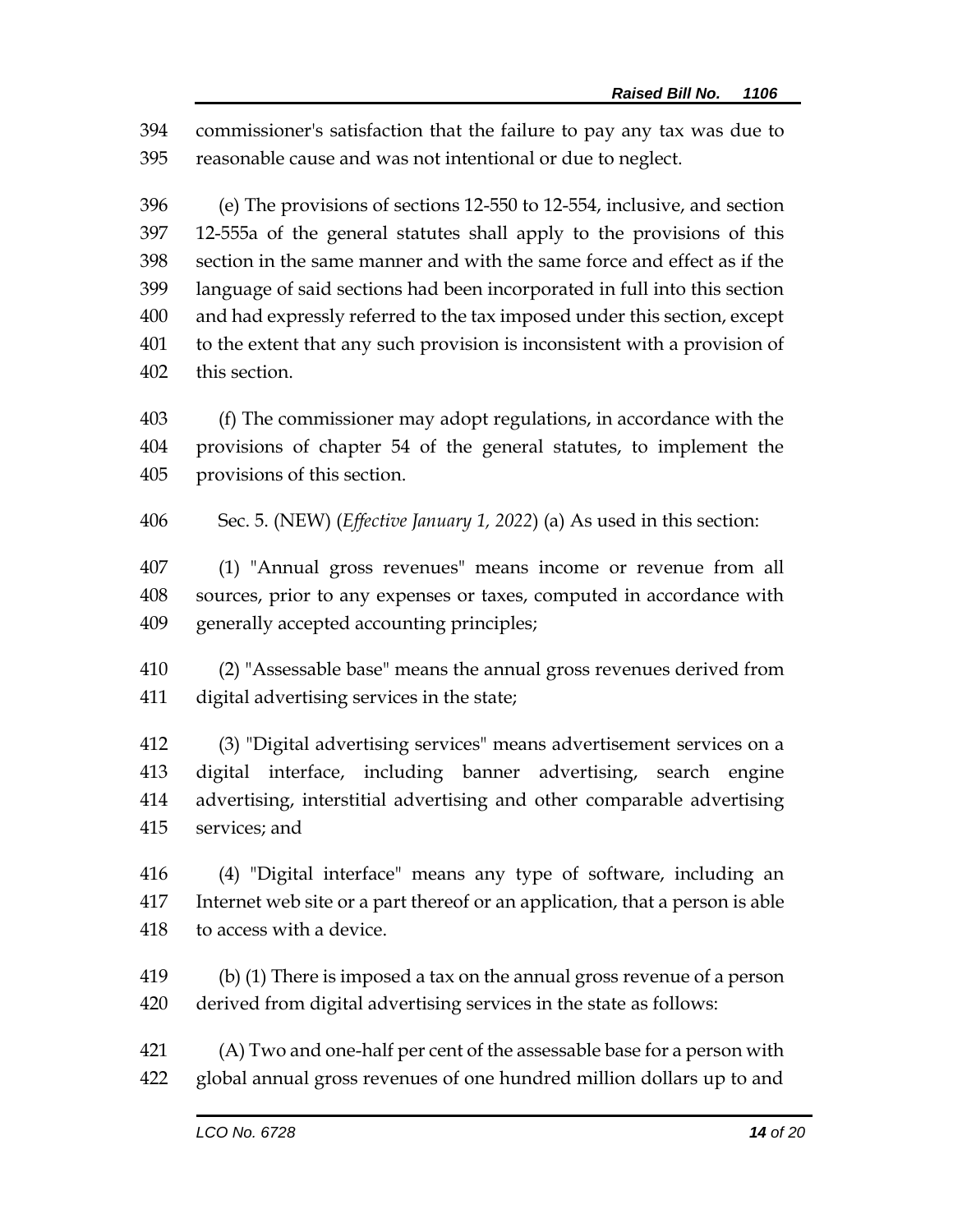commissioner's satisfaction that the failure to pay any tax was due to reasonable cause and was not intentional or due to neglect.

(e) The provisions of sections 12-550 to 12-554, inclusive, and section 12-555a of the general statutes shall apply to the provisions of this section in the same manner and with the same force and effect as if the language of said sections had been incorporated in full into this section and had expressly referred to the tax imposed under this section, except to the extent that any such provision is inconsistent with a provision of this section.

(f) The commissioner may adopt regulations, in accordance with the provisions of chapter 54 of the general statutes, to implement the provisions of this section.

Sec. 5. (NEW) (*Effective January 1, 2022*) (a) As used in this section:

(1) "Annual gross revenues" means income or revenue from all sources, prior to any expenses or taxes, computed in accordance with generally accepted accounting principles;

(2) "Assessable base" means the annual gross revenues derived from digital advertising services in the state;

(3) "Digital advertising services" means advertisement services on a digital interface, including banner advertising, search engine advertising, interstitial advertising and other comparable advertising services; and

(4) "Digital interface" means any type of software, including an Internet web site or a part thereof or an application, that a person is able to access with a device.

(b) (1) There is imposed a tax on the annual gross revenue of a person derived from digital advertising services in the state as follows:

(A) Two and one-half per cent of the assessable base for a person with global annual gross revenues of one hundred million dollars up to and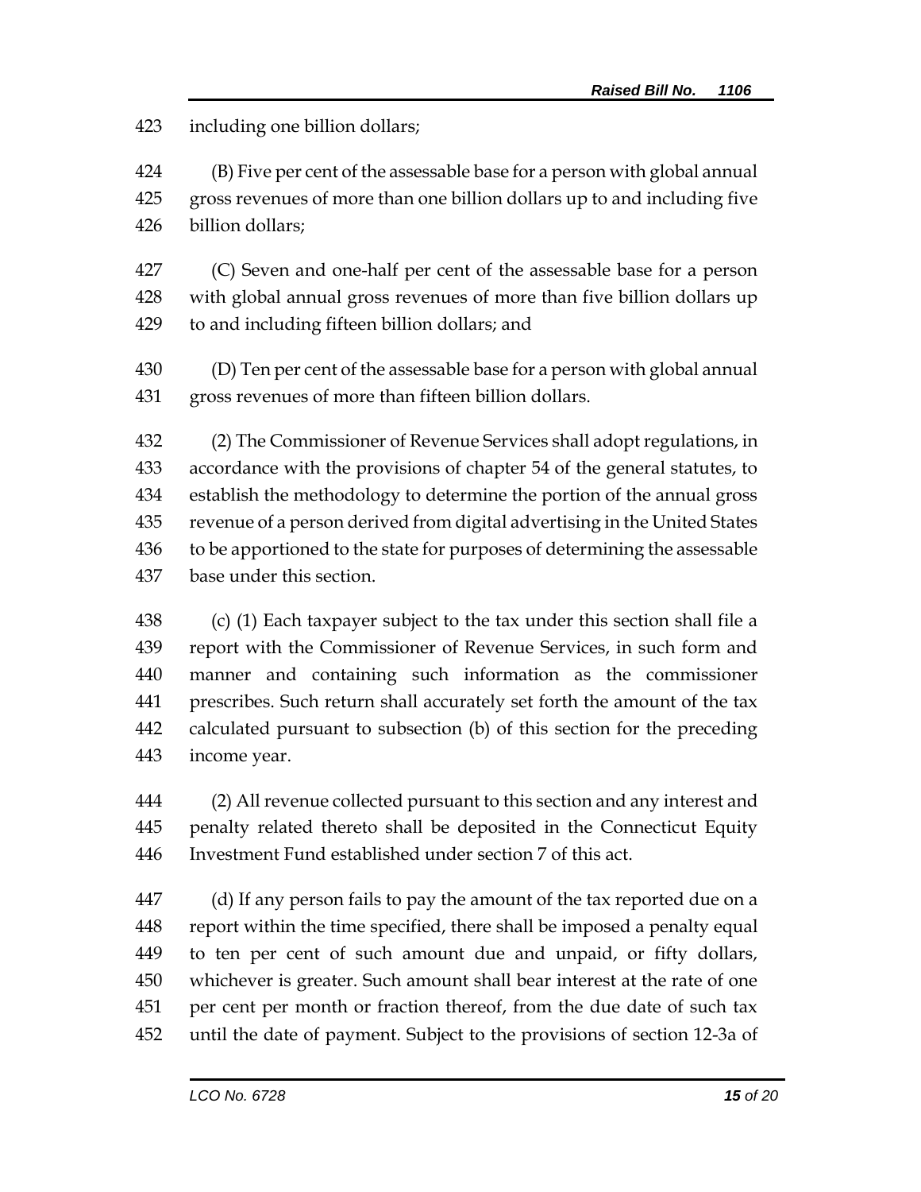including one billion dollars;

(B) Five per cent of the assessable base for a person with global annual gross revenues of more than one billion dollars up to and including five billion dollars;

(C) Seven and one-half per cent of the assessable base for a person with global annual gross revenues of more than five billion dollars up to and including fifteen billion dollars; and

(D) Ten per cent of the assessable base for a person with global annual gross revenues of more than fifteen billion dollars.

(2) The Commissioner of Revenue Services shall adopt regulations, in accordance with the provisions of chapter 54 of the general statutes, to establish the methodology to determine the portion of the annual gross revenue of a person derived from digital advertising in the United States to be apportioned to the state for purposes of determining the assessable base under this section.

(c) (1) Each taxpayer subject to the tax under this section shall file a report with the Commissioner of Revenue Services, in such form and manner and containing such information as the commissioner prescribes. Such return shall accurately set forth the amount of the tax calculated pursuant to subsection (b) of this section for the preceding income year.

(2) All revenue collected pursuant to this section and any interest and penalty related thereto shall be deposited in the Connecticut Equity Investment Fund established under section 7 of this act.

(d) If any person fails to pay the amount of the tax reported due on a report within the time specified, there shall be imposed a penalty equal to ten per cent of such amount due and unpaid, or fifty dollars, whichever is greater. Such amount shall bear interest at the rate of one per cent per month or fraction thereof, from the due date of such tax until the date of payment. Subject to the provisions of section 12-3a of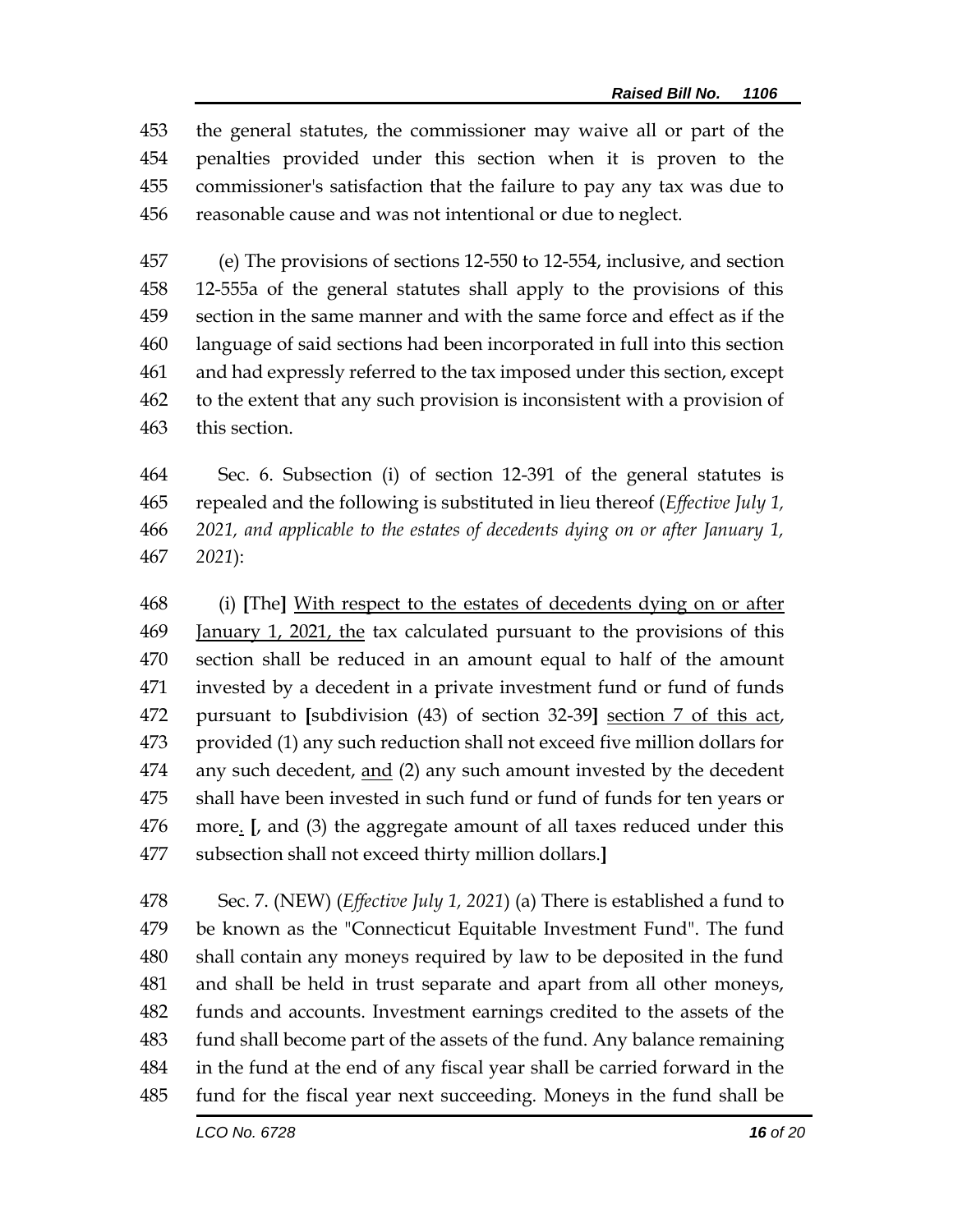the general statutes, the commissioner may waive all or part of the penalties provided under this section when it is proven to the commissioner's satisfaction that the failure to pay any tax was due to reasonable cause and was not intentional or due to neglect.

(e) The provisions of sections 12-550 to 12-554, inclusive, and section 12-555a of the general statutes shall apply to the provisions of this section in the same manner and with the same force and effect as if the language of said sections had been incorporated in full into this section and had expressly referred to the tax imposed under this section, except to the extent that any such provision is inconsistent with a provision of this section.

Sec. 6. Subsection (i) of section 12-391 of the general statutes is repealed and the following is substituted in lieu thereof (*Effective July 1, 2021, and applicable to the estates of decedents dying on or after January 1, 2021*):

(i) **[**The**]** <u>With respect to the estates of decedents dying on or after January 1, 2021, the</u> tax calculated pursuant to the provisions of this section shall be reduced in an amount equal to half of the amount invested by a decedent in a private investment fund or fund of funds pursuant to **[**subdivision (43) of section 32-39**]** <u>section 7 of this act</u>, provided (1) any such reduction shall not exceed five million dollars for any such decedent, <u>and</u> (2) any such amount invested by the decedent shall have been invested in such fund or fund of funds for ten years or more<u>.</u> **[**, and (3) the aggregate amount of all taxes reduced under this subsection shall not exceed thirty million dollars.**]**

Sec. 7. (NEW) (*Effective July 1, 2021*) (a) There is established a fund to be known as the "Connecticut Equitable Investment Fund". The fund shall contain any moneys required by law to be deposited in the fund and shall be held in trust separate and apart from all other moneys, funds and accounts. Investment earnings credited to the assets of the fund shall become part of the assets of the fund. Any balance remaining in the fund at the end of any fiscal year shall be carried forward in the fund for the fiscal year next succeeding. Moneys in the fund shall be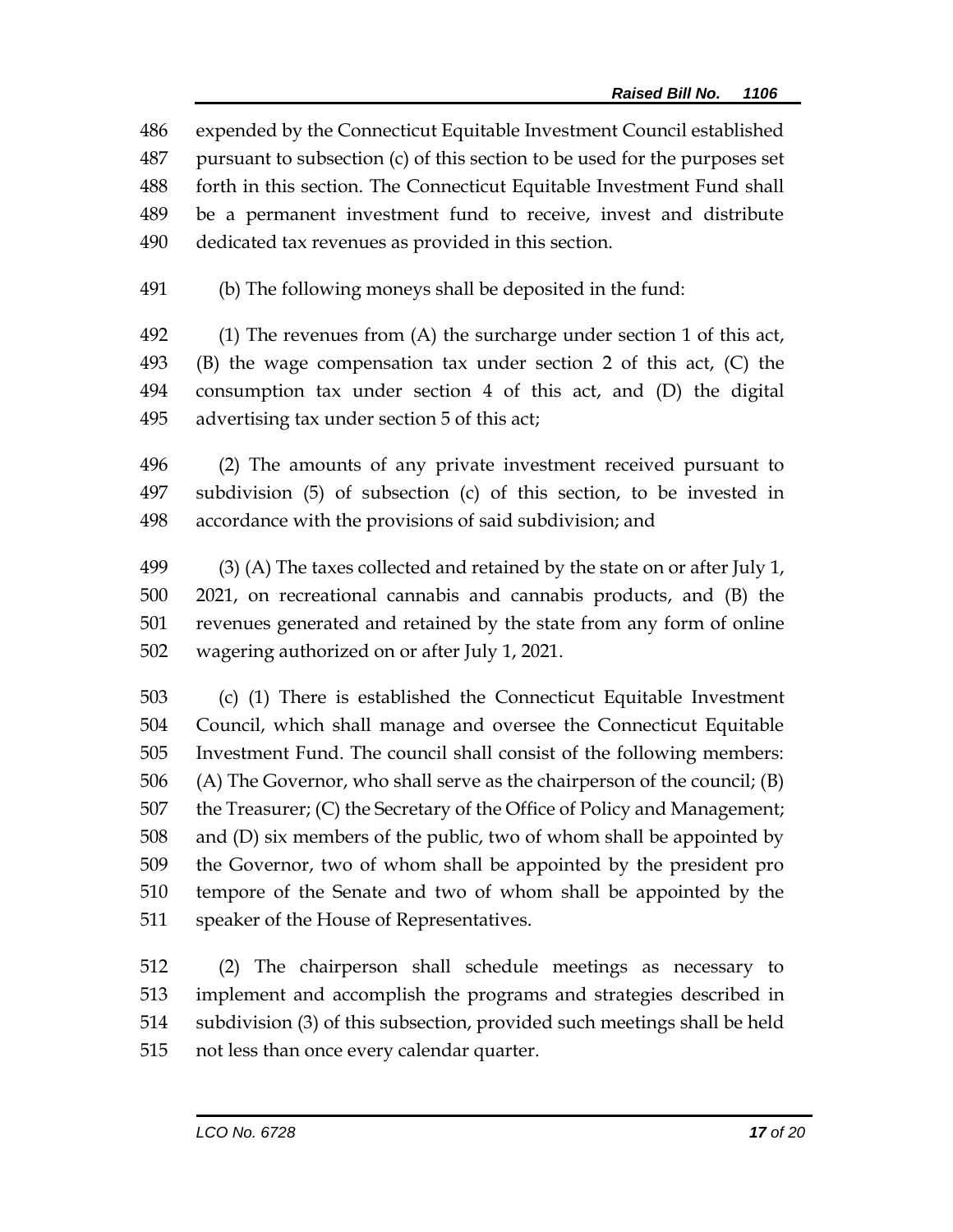expended by the Connecticut Equitable Investment Council established pursuant to subsection (c) of this section to be used for the purposes set forth in this section. The Connecticut Equitable Investment Fund shall be a permanent investment fund to receive, invest and distribute dedicated tax revenues as provided in this section.

(b) The following moneys shall be deposited in the fund:

(1) The revenues from (A) the surcharge under section 1 of this act, (B) the wage compensation tax under section 2 of this act, (C) the consumption tax under section 4 of this act, and (D) the digital advertising tax under section 5 of this act;

(2) The amounts of any private investment received pursuant to subdivision (5) of subsection (c) of this section, to be invested in accordance with the provisions of said subdivision; and

(3) (A) The taxes collected and retained by the state on or after July 1, 2021, on recreational cannabis and cannabis products, and (B) the revenues generated and retained by the state from any form of online wagering authorized on or after July 1, 2021.

(c) (1) There is established the Connecticut Equitable Investment Council, which shall manage and oversee the Connecticut Equitable Investment Fund. The council shall consist of the following members: (A) The Governor, who shall serve as the chairperson of the council; (B) the Treasurer; (C) the Secretary of the Office of Policy and Management; and (D) six members of the public, two of whom shall be appointed by the Governor, two of whom shall be appointed by the president pro tempore of the Senate and two of whom shall be appointed by the speaker of the House of Representatives.

(2) The chairperson shall schedule meetings as necessary to implement and accomplish the programs and strategies described in subdivision (3) of this subsection, provided such meetings shall be held not less than once every calendar quarter.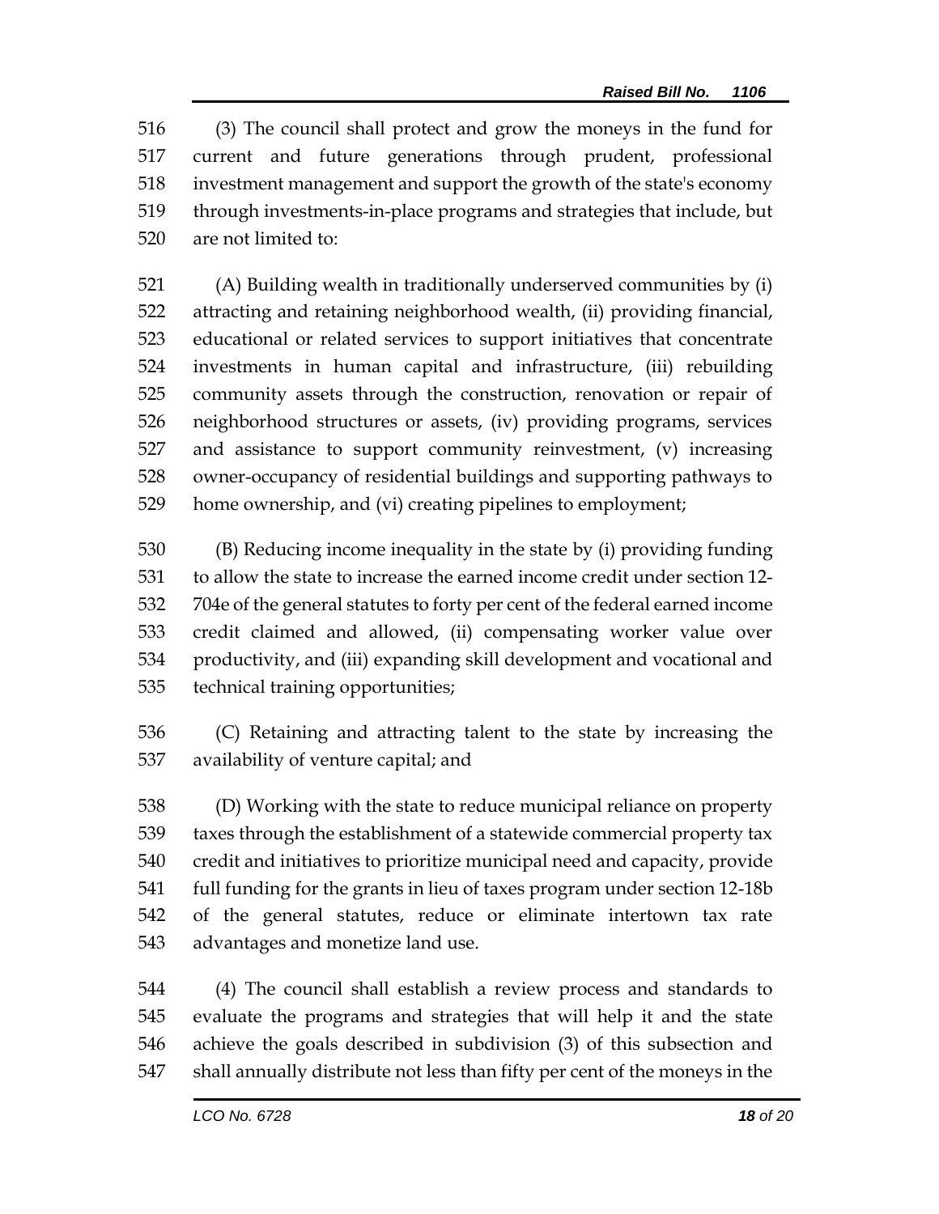(3) The council shall protect and grow the moneys in the fund for current and future generations through prudent, professional investment management and support the growth of the state's economy through investments-in-place programs and strategies that include, but are not limited to:

(A) Building wealth in traditionally underserved communities by (i) attracting and retaining neighborhood wealth, (ii) providing financial, educational or related services to support initiatives that concentrate investments in human capital and infrastructure, (iii) rebuilding community assets through the construction, renovation or repair of neighborhood structures or assets, (iv) providing programs, services and assistance to support community reinvestment, (v) increasing owner-occupancy of residential buildings and supporting pathways to home ownership, and (vi) creating pipelines to employment;

(B) Reducing income inequality in the state by (i) providing funding to allow the state to increase the earned income credit under section 12-704e of the general statutes to forty per cent of the federal earned income credit claimed and allowed, (ii) compensating worker value over productivity, and (iii) expanding skill development and vocational and technical training opportunities;

(C) Retaining and attracting talent to the state by increasing the availability of venture capital; and

(D) Working with the state to reduce municipal reliance on property taxes through the establishment of a statewide commercial property tax credit and initiatives to prioritize municipal need and capacity, provide full funding for the grants in lieu of taxes program under section 12-18b of the general statutes, reduce or eliminate intertown tax rate advantages and monetize land use.

(4) The council shall establish a review process and standards to evaluate the programs and strategies that will help it and the state achieve the goals described in subdivision (3) of this subsection and shall annually distribute not less than fifty per cent of the moneys in the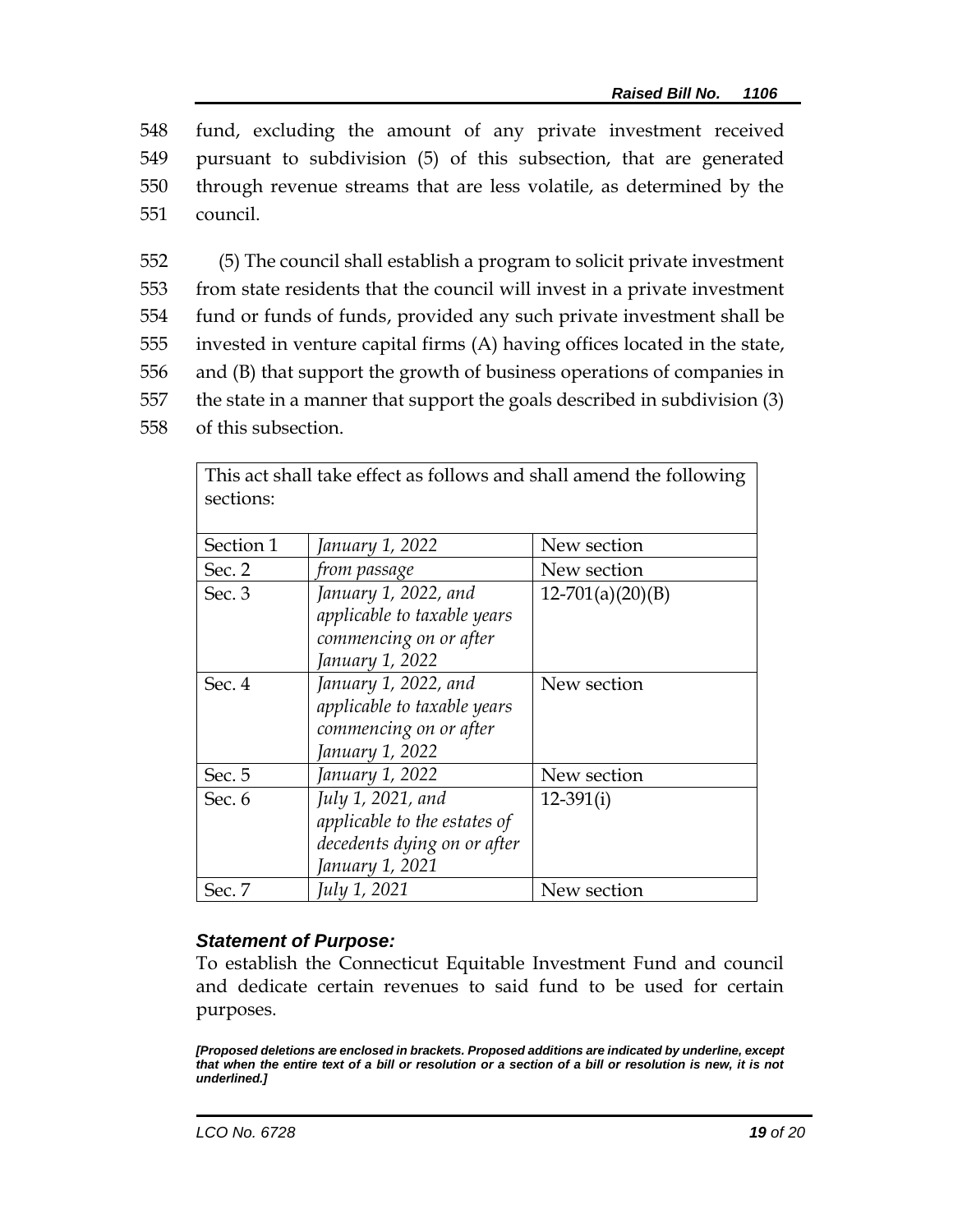fund, excluding the amount of any private investment received pursuant to subdivision (5) of this subsection, that are generated through revenue streams that are less volatile, as determined by the council.

(5) The council shall establish a program to solicit private investment from state residents that the council will invest in a private investment fund or funds of funds, provided any such private investment shall be invested in venture capital firms (A) having offices located in the state, and (B) that support the growth of business operations of companies in the state in a manner that support the goals described in subdivision (3) of this subsection.

| This act shall take effect as follows and shall amend the following sections: | | |
|---|---|---|
| Section 1 | *January 1, 2022* | New section |
| Sec. 2 | *from passage* | New section |
| Sec. 3 | *January 1, 2022, and applicable to taxable years commencing on or after January 1, 2022* | 12-701(a)(20)(B) |
| Sec. 4 | *January 1, 2022, and applicable to taxable years commencing on or after January 1, 2022* | New section |
| Sec. 5 | *January 1, 2022* | New section |
| Sec. 6 | *July 1, 2021, and applicable to the estates of decedents dying on or after January 1, 2021* | 12-391(i) |
| Sec. 7 | *July 1, 2021* | New section |

### *Statement of Purpose:*

To establish the Connecticut Equitable Investment Fund and council and dedicate certain revenues to said fund to be used for certain purposes.

***[Proposed deletions are enclosed in brackets. Proposed additions are indicated by underline, except that when the entire text of a bill or resolution or a section of a bill or resolution is new, it is not underlined.]***